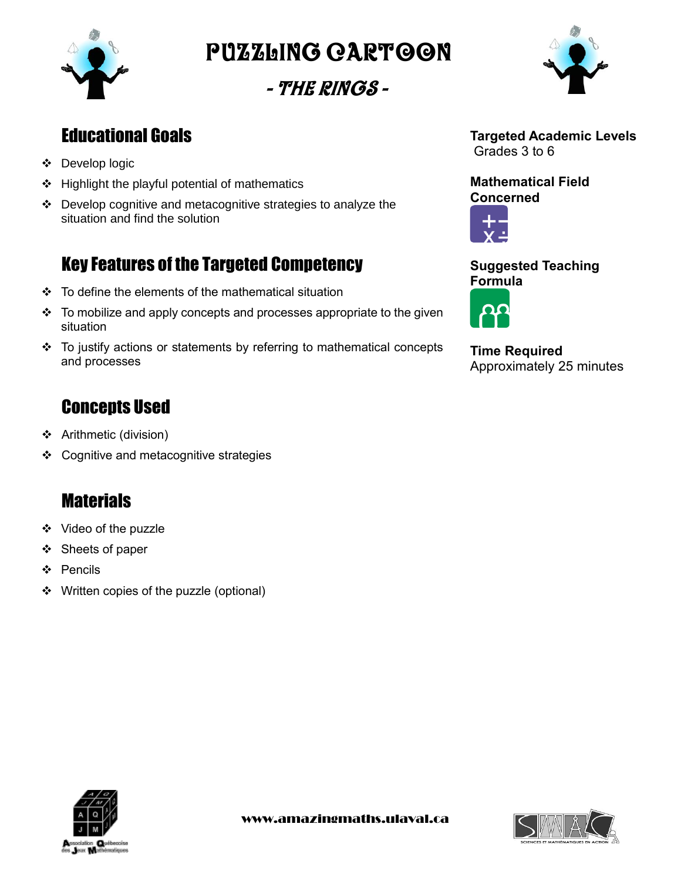# PUZZLING CARTOON

## - THE RINGS -

## Educational Goals

- Develop logic
- Highlight the playful potential of mathematics
- Develop cognitive and metacognitive strategies to analyze the situation and find the solution

## Key Features of the Targeted Competency

- To define the elements of the mathematical situation
- To mobilize and apply concepts and processes appropriate to the given situation
- To justify actions or statements by referring to mathematical concepts and processes

## Concepts Used

- Arithmetic (division)
- Cognitive and metacognitive strategies

## Materials

- Video of the puzzle
- Sheets of paper
- Pencils
- Written copies of the puzzle (optional)

**Targeted Academic Levels**
Grades 3 to 6

**Mathematical Field Concerned**

**Suggested Teaching Formula**

**Time Required**
Approximately 25 minutes

www.amazingmaths.ulaval.ca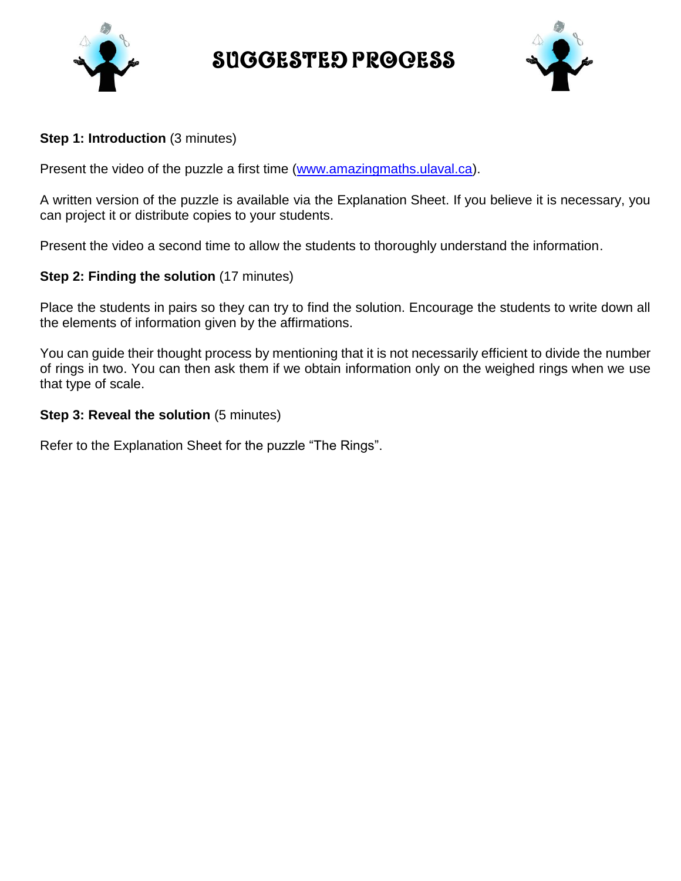# SUGGESTED PROCESS

**Step 1: Introduction** (3 minutes)

Present the video of the puzzle a first time ([www.amazingmaths.ulaval.ca](http://www.amazingmaths.ulaval.ca)).

A written version of the puzzle is available via the Explanation Sheet. If you believe it is necessary, you can project it or distribute copies to your students.

Present the video a second time to allow the students to thoroughly understand the information.

**Step 2: Finding the solution** (17 minutes)

Place the students in pairs so they can try to find the solution. Encourage the students to write down all the elements of information given by the affirmations.

You can guide their thought process by mentioning that it is not necessarily efficient to divide the number of rings in two. You can then ask them if we obtain information only on the weighed rings when we use that type of scale.

**Step 3: Reveal the solution** (5 minutes)

Refer to the Explanation Sheet for the puzzle “The Rings”.